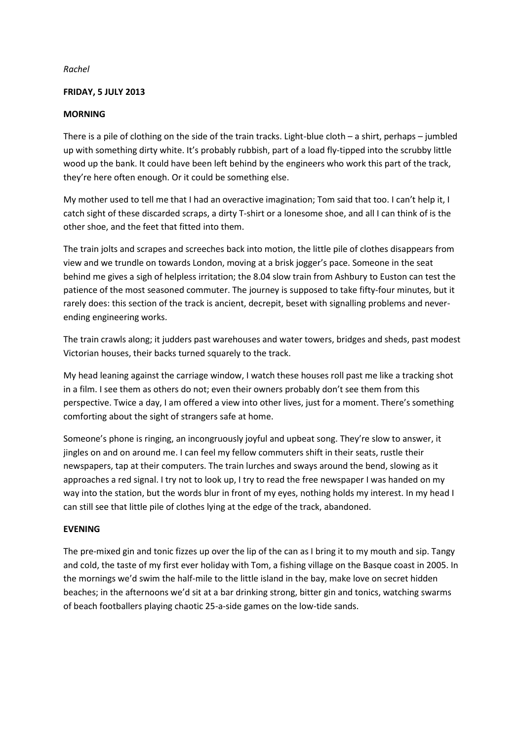*Rachel*

**FRIDAY, 5 JULY 2013**

**MORNING**

There is a pile of clothing on the side of the train tracks. Light-blue cloth – a shirt, perhaps – jumbled up with something dirty white. It's probably rubbish, part of a load fly-tipped into the scrubby little wood up the bank. It could have been left behind by the engineers who work this part of the track, they're here often enough. Or it could be something else.

My mother used to tell me that I had an overactive imagination; Tom said that too. I can't help it, I catch sight of these discarded scraps, a dirty T-shirt or a lonesome shoe, and all I can think of is the other shoe, and the feet that fitted into them.

The train jolts and scrapes and screeches back into motion, the little pile of clothes disappears from view and we trundle on towards London, moving at a brisk jogger's pace. Someone in the seat behind me gives a sigh of helpless irritation; the 8.04 slow train from Ashbury to Euston can test the patience of the most seasoned commuter. The journey is supposed to take fifty-four minutes, but it rarely does: this section of the track is ancient, decrepit, beset with signalling problems and never-ending engineering works.

The train crawls along; it judders past warehouses and water towers, bridges and sheds, past modest Victorian houses, their backs turned squarely to the track.

My head leaning against the carriage window, I watch these houses roll past me like a tracking shot in a film. I see them as others do not; even their owners probably don't see them from this perspective. Twice a day, I am offered a view into other lives, just for a moment. There's something comforting about the sight of strangers safe at home.

Someone's phone is ringing, an incongruously joyful and upbeat song. They're slow to answer, it jingles on and on around me. I can feel my fellow commuters shift in their seats, rustle their newspapers, tap at their computers. The train lurches and sways around the bend, slowing as it approaches a red signal. I try not to look up, I try to read the free newspaper I was handed on my way into the station, but the words blur in front of my eyes, nothing holds my interest. In my head I can still see that little pile of clothes lying at the edge of the track, abandoned.

**EVENING**

The pre-mixed gin and tonic fizzes up over the lip of the can as I bring it to my mouth and sip. Tangy and cold, the taste of my first ever holiday with Tom, a fishing village on the Basque coast in 2005. In the mornings we'd swim the half-mile to the little island in the bay, make love on secret hidden beaches; in the afternoons we'd sit at a bar drinking strong, bitter gin and tonics, watching swarms of beach footballers playing chaotic 25-a-side games on the low-tide sands.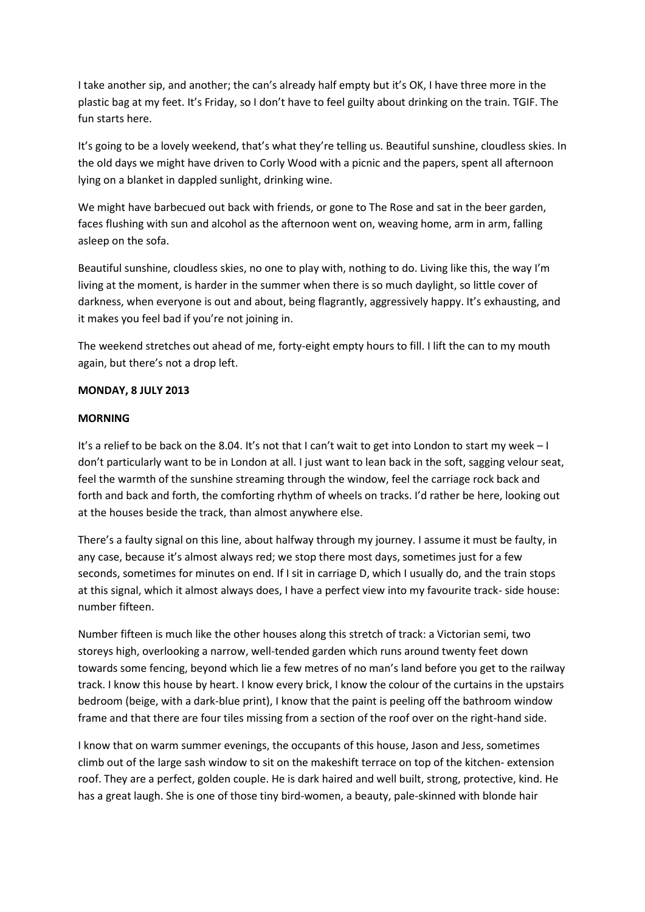I take another sip, and another; the can's already half empty but it's OK, I have three more in the plastic bag at my feet. It's Friday, so I don't have to feel guilty about drinking on the train. TGIF. The fun starts here.

It's going to be a lovely weekend, that's what they're telling us. Beautiful sunshine, cloudless skies. In the old days we might have driven to Corly Wood with a picnic and the papers, spent all afternoon lying on a blanket in dappled sunlight, drinking wine.

We might have barbecued out back with friends, or gone to The Rose and sat in the beer garden, faces flushing with sun and alcohol as the afternoon went on, weaving home, arm in arm, falling asleep on the sofa.

Beautiful sunshine, cloudless skies, no one to play with, nothing to do. Living like this, the way I'm living at the moment, is harder in the summer when there is so much daylight, so little cover of darkness, when everyone is out and about, being flagrantly, aggressively happy. It's exhausting, and it makes you feel bad if you're not joining in.

The weekend stretches out ahead of me, forty-eight empty hours to fill. I lift the can to my mouth again, but there's not a drop left.

**MONDAY, 8 JULY 2013**

**MORNING**

It's a relief to be back on the 8.04. It's not that I can't wait to get into London to start my week – I don't particularly want to be in London at all. I just want to lean back in the soft, sagging velour seat, feel the warmth of the sunshine streaming through the window, feel the carriage rock back and forth and back and forth, the comforting rhythm of wheels on tracks. I'd rather be here, looking out at the houses beside the track, than almost anywhere else.

There's a faulty signal on this line, about halfway through my journey. I assume it must be faulty, in any case, because it's almost always red; we stop there most days, sometimes just for a few seconds, sometimes for minutes on end. If I sit in carriage D, which I usually do, and the train stops at this signal, which it almost always does, I have a perfect view into my favourite track- side house: number fifteen.

Number fifteen is much like the other houses along this stretch of track: a Victorian semi, two storeys high, overlooking a narrow, well-tended garden which runs around twenty feet down towards some fencing, beyond which lie a few metres of no man's land before you get to the railway track. I know this house by heart. I know every brick, I know the colour of the curtains in the upstairs bedroom (beige, with a dark-blue print), I know that the paint is peeling off the bathroom window frame and that there are four tiles missing from a section of the roof over on the right-hand side.

I know that on warm summer evenings, the occupants of this house, Jason and Jess, sometimes climb out of the large sash window to sit on the makeshift terrace on top of the kitchen- extension roof. They are a perfect, golden couple. He is dark haired and well built, strong, protective, kind. He has a great laugh. She is one of those tiny bird-women, a beauty, pale-skinned with blonde hair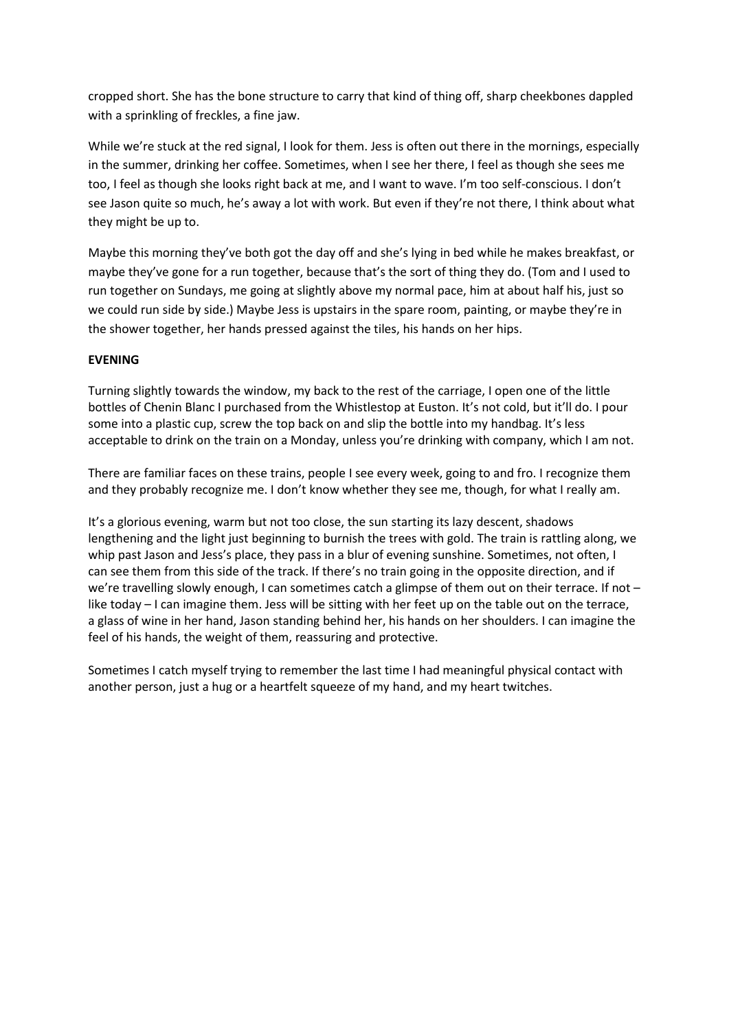cropped short. She has the bone structure to carry that kind of thing off, sharp cheekbones dappled with a sprinkling of freckles, a fine jaw.

While we're stuck at the red signal, I look for them. Jess is often out there in the mornings, especially in the summer, drinking her coffee. Sometimes, when I see her there, I feel as though she sees me too, I feel as though she looks right back at me, and I want to wave. I'm too self-conscious. I don't see Jason quite so much, he's away a lot with work. But even if they're not there, I think about what they might be up to.

Maybe this morning they've both got the day off and she's lying in bed while he makes breakfast, or maybe they've gone for a run together, because that's the sort of thing they do. (Tom and I used to run together on Sundays, me going at slightly above my normal pace, him at about half his, just so we could run side by side.) Maybe Jess is upstairs in the spare room, painting, or maybe they're in the shower together, her hands pressed against the tiles, his hands on her hips.

**EVENING**

Turning slightly towards the window, my back to the rest of the carriage, I open one of the little bottles of Chenin Blanc I purchased from the Whistlestop at Euston. It's not cold, but it'll do. I pour some into a plastic cup, screw the top back on and slip the bottle into my handbag. It's less acceptable to drink on the train on a Monday, unless you're drinking with company, which I am not.

There are familiar faces on these trains, people I see every week, going to and fro. I recognize them and they probably recognize me. I don't know whether they see me, though, for what I really am.

It's a glorious evening, warm but not too close, the sun starting its lazy descent, shadows lengthening and the light just beginning to burnish the trees with gold. The train is rattling along, we whip past Jason and Jess's place, they pass in a blur of evening sunshine. Sometimes, not often, I can see them from this side of the track. If there's no train going in the opposite direction, and if we're travelling slowly enough, I can sometimes catch a glimpse of them out on their terrace. If not – like today – I can imagine them. Jess will be sitting with her feet up on the table out on the terrace, a glass of wine in her hand, Jason standing behind her, his hands on her shoulders. I can imagine the feel of his hands, the weight of them, reassuring and protective.

Sometimes I catch myself trying to remember the last time I had meaningful physical contact with another person, just a hug or a heartfelt squeeze of my hand, and my heart twitches.